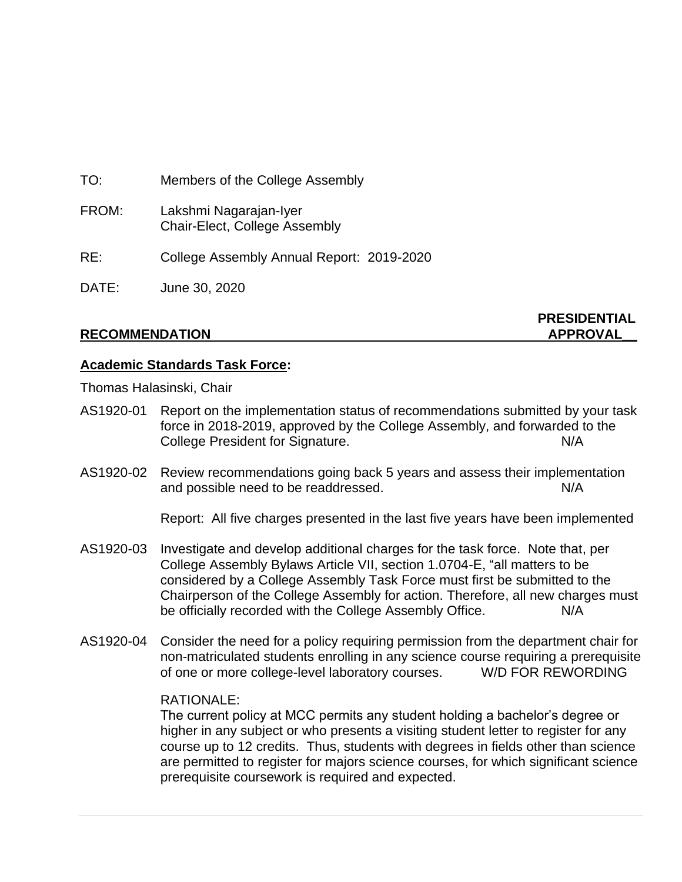TO: Members of the College Assembly

FROM: Lakshmi Nagarajan-Iyer
Chair-Elect, College Assembly

RE: College Assembly Annual Report: 2019-2020

DATE: June 30, 2020

**RECOMMENDATION** **PRESIDENTIAL APPROVAL**

**Academic Standards Task Force:**

Thomas Halasinski, Chair

AS1920-01 Report on the implementation status of recommendations submitted by your task force in 2018-2019, approved by the College Assembly, and forwarded to the College President for Signature. N/A

AS1920-02 Review recommendations going back 5 years and assess their implementation and possible need to be readdressed. N/A

Report: All five charges presented in the last five years have been implemented

AS1920-03 Investigate and develop additional charges for the task force. Note that, per College Assembly Bylaws Article VII, section 1.0704-E, "all matters to be considered by a College Assembly Task Force must first be submitted to the Chairperson of the College Assembly for action. Therefore, all new charges must be officially recorded with the College Assembly Office. N/A

AS1920-04 Consider the need for a policy requiring permission from the department chair for non-matriculated students enrolling in any science course requiring a prerequisite of one or more college-level laboratory courses. W/D FOR REWORDING

RATIONALE:
The current policy at MCC permits any student holding a bachelor's degree or higher in any subject or who presents a visiting student letter to register for any course up to 12 credits. Thus, students with degrees in fields other than science are permitted to register for majors science courses, for which significant science prerequisite coursework is required and expected.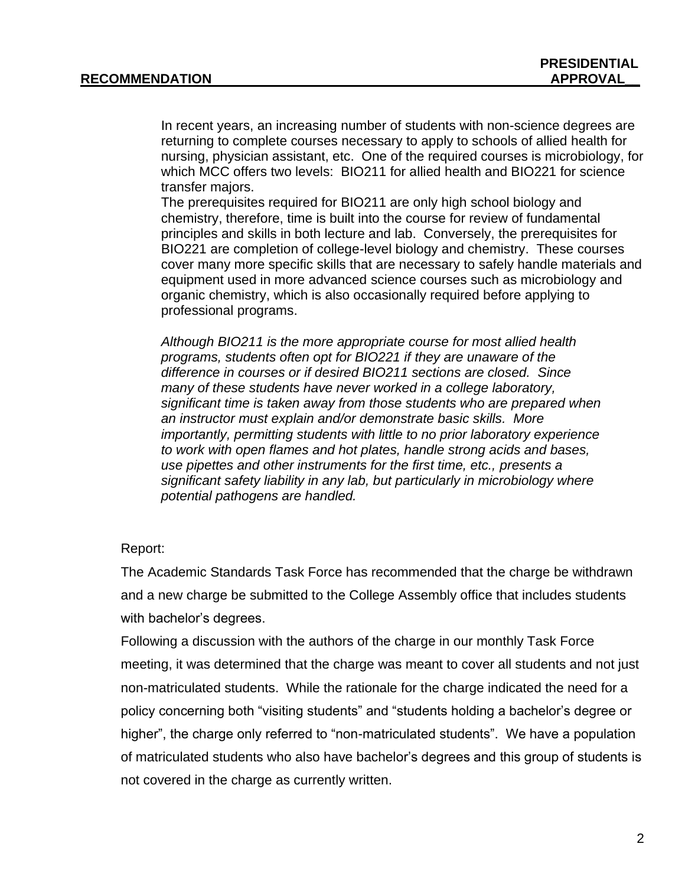**RECOMMENDATION** **PRESIDENTIAL APPROVAL__**

In recent years, an increasing number of students with non-science degrees are returning to complete courses necessary to apply to schools of allied health for nursing, physician assistant, etc. One of the required courses is microbiology, for which MCC offers two levels: BIO211 for allied health and BIO221 for science transfer majors.

The prerequisites required for BIO211 are only high school biology and chemistry, therefore, time is built into the course for review of fundamental principles and skills in both lecture and lab. Conversely, the prerequisites for BIO221 are completion of college-level biology and chemistry. These courses cover many more specific skills that are necessary to safely handle materials and equipment used in more advanced science courses such as microbiology and organic chemistry, which is also occasionally required before applying to professional programs.

*Although BIO211 is the more appropriate course for most allied health programs, students often opt for BIO221 if they are unaware of the difference in courses or if desired BIO211 sections are closed. Since many of these students have never worked in a college laboratory, significant time is taken away from those students who are prepared when an instructor must explain and/or demonstrate basic skills. More importantly, permitting students with little to no prior laboratory experience to work with open flames and hot plates, handle strong acids and bases, use pipettes and other instruments for the first time, etc., presents a significant safety liability in any lab, but particularly in microbiology where potential pathogens are handled.*

Report:

The Academic Standards Task Force has recommended that the charge be withdrawn and a new charge be submitted to the College Assembly office that includes students with bachelor's degrees.

Following a discussion with the authors of the charge in our monthly Task Force meeting, it was determined that the charge was meant to cover all students and not just non-matriculated students. While the rationale for the charge indicated the need for a policy concerning both "visiting students" and "students holding a bachelor's degree or higher", the charge only referred to "non-matriculated students". We have a population of matriculated students who also have bachelor's degrees and this group of students is not covered in the charge as currently written.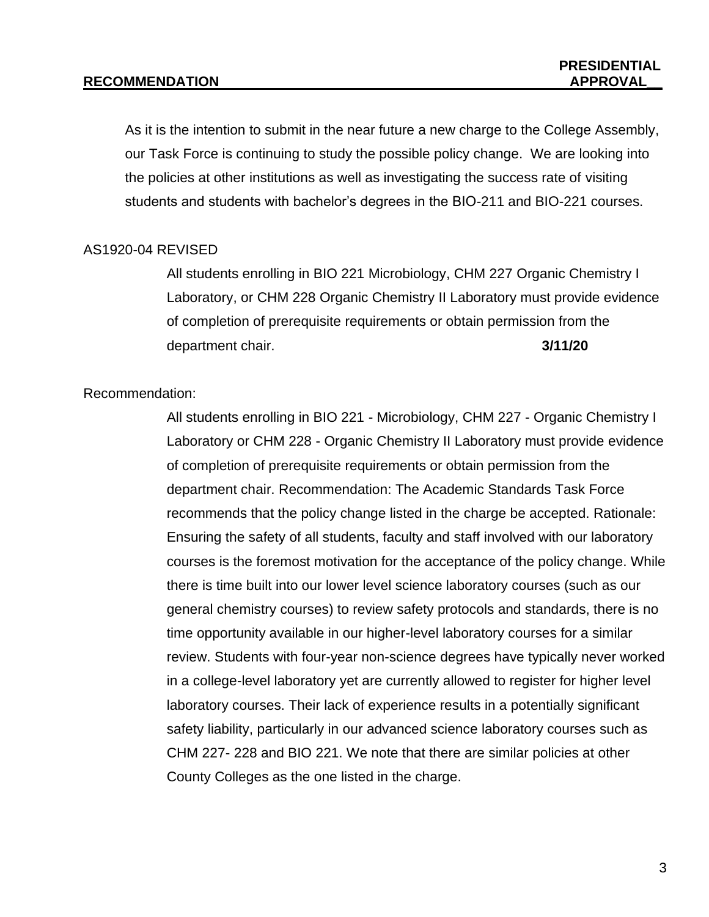| **RECOMMENDATION** | **PRESIDENTIAL APPROVAL__** |
| --- | --- |

As it is the intention to submit in the near future a new charge to the College Assembly, our Task Force is continuing to study the possible policy change. We are looking into the policies at other institutions as well as investigating the success rate of visiting students and students with bachelor's degrees in the BIO-211 and BIO-221 courses.

AS1920-04 REVISED

All students enrolling in BIO 221 Microbiology, CHM 227 Organic Chemistry I Laboratory, or CHM 228 Organic Chemistry II Laboratory must provide evidence of completion of prerequisite requirements or obtain permission from the department chair. **3/11/20**

Recommendation:

All students enrolling in BIO 221 - Microbiology, CHM 227 - Organic Chemistry I Laboratory or CHM 228 - Organic Chemistry II Laboratory must provide evidence of completion of prerequisite requirements or obtain permission from the department chair. Recommendation: The Academic Standards Task Force recommends that the policy change listed in the charge be accepted. Rationale: Ensuring the safety of all students, faculty and staff involved with our laboratory courses is the foremost motivation for the acceptance of the policy change. While there is time built into our lower level science laboratory courses (such as our general chemistry courses) to review safety protocols and standards, there is no time opportunity available in our higher-level laboratory courses for a similar review. Students with four-year non-science degrees have typically never worked in a college-level laboratory yet are currently allowed to register for higher level laboratory courses. Their lack of experience results in a potentially significant safety liability, particularly in our advanced science laboratory courses such as CHM 227- 228 and BIO 221. We note that there are similar policies at other County Colleges as the one listed in the charge.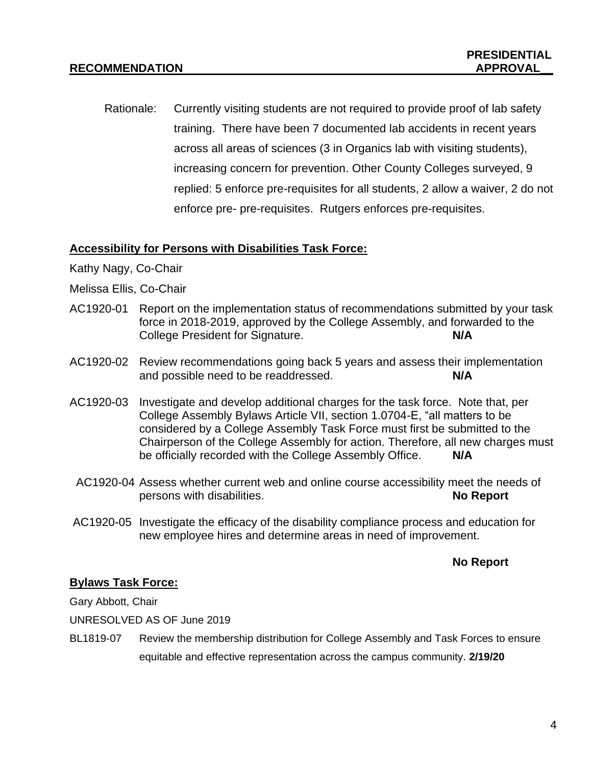**RECOMMENDATION** **PRESIDENTIAL APPROVAL**

Rationale: Currently visiting students are not required to provide proof of lab safety training. There have been 7 documented lab accidents in recent years across all areas of sciences (3 in Organics lab with visiting students), increasing concern for prevention. Other County Colleges surveyed, 9 replied: 5 enforce pre-requisites for all students, 2 allow a waiver, 2 do not enforce pre- pre-requisites. Rutgers enforces pre-requisites.

**Accessibility for Persons with Disabilities Task Force:**

Kathy Nagy, Co-Chair

Melissa Ellis, Co-Chair

AC1920-01 Report on the implementation status of recommendations submitted by your task force in 2018-2019, approved by the College Assembly, and forwarded to the College President for Signature. **N/A**

AC1920-02 Review recommendations going back 5 years and assess their implementation and possible need to be readdressed. **N/A**

AC1920-03 Investigate and develop additional charges for the task force. Note that, per College Assembly Bylaws Article VII, section 1.0704-E, "all matters to be considered by a College Assembly Task Force must first be submitted to the Chairperson of the College Assembly for action. Therefore, all new charges must be officially recorded with the College Assembly Office. **N/A**

AC1920-04 Assess whether current web and online course accessibility meet the needs of persons with disabilities. **No Report**

AC1920-05 Investigate the efficacy of the disability compliance process and education for new employee hires and determine areas in need of improvement.

**No Report**

**Bylaws Task Force:**

Gary Abbott, Chair

UNRESOLVED AS OF June 2019

BL1819-07 Review the membership distribution for College Assembly and Task Forces to ensure equitable and effective representation across the campus community. **2/19/20**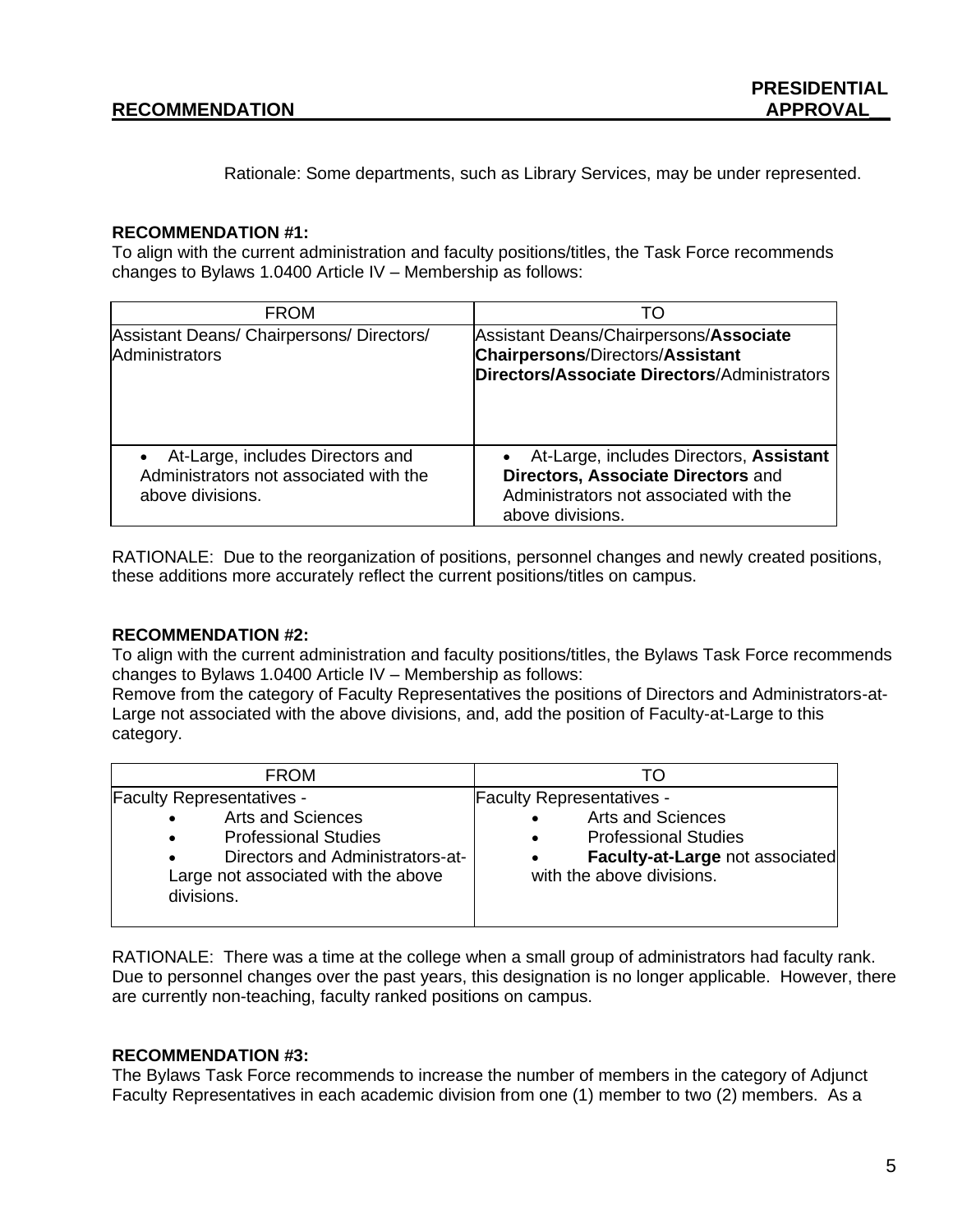| RECOMMENDATION | PRESIDENTIAL APPROVAL__ |
| --- | --- |

Rationale: Some departments, such as Library Services, may be under represented.

**RECOMMENDATION #1:**
To align with the current administration and faculty positions/titles, the Task Force recommends changes to Bylaws 1.0400 Article IV – Membership as follows:

| FROM | TO |
| --- | --- |
| Assistant Deans/ Chairpersons/ Directors/ Administrators | Assistant Deans/Chairpersons/**Associate Chairpersons**/Directors/**Assistant Directors/Associate Directors**/Administrators |
| • At-Large, includes Directors and Administrators not associated with the above divisions. | • At-Large, includes Directors, **Assistant Directors, Associate Directors** and Administrators not associated with the above divisions. |

RATIONALE: Due to the reorganization of positions, personnel changes and newly created positions, these additions more accurately reflect the current positions/titles on campus.

**RECOMMENDATION #2:**
To align with the current administration and faculty positions/titles, the Bylaws Task Force recommends changes to Bylaws 1.0400 Article IV – Membership as follows:
Remove from the category of Faculty Representatives the positions of Directors and Administrators-at-Large not associated with the above divisions, and, add the position of Faculty-at-Large to this category.

| FROM | TO |
| --- | --- |
| Faculty Representatives - <br>• Arts and Sciences <br>• Professional Studies <br>• Directors and Administrators-at-Large not associated with the above divisions. | Faculty Representatives - <br>• Arts and Sciences <br>• Professional Studies <br>• **Faculty-at-Large** not associated with the above divisions. |

RATIONALE: There was a time at the college when a small group of administrators had faculty rank. Due to personnel changes over the past years, this designation is no longer applicable. However, there are currently non-teaching, faculty ranked positions on campus.

**RECOMMENDATION #3:**
The Bylaws Task Force recommends to increase the number of members in the category of Adjunct Faculty Representatives in each academic division from one (1) member to two (2) members. As a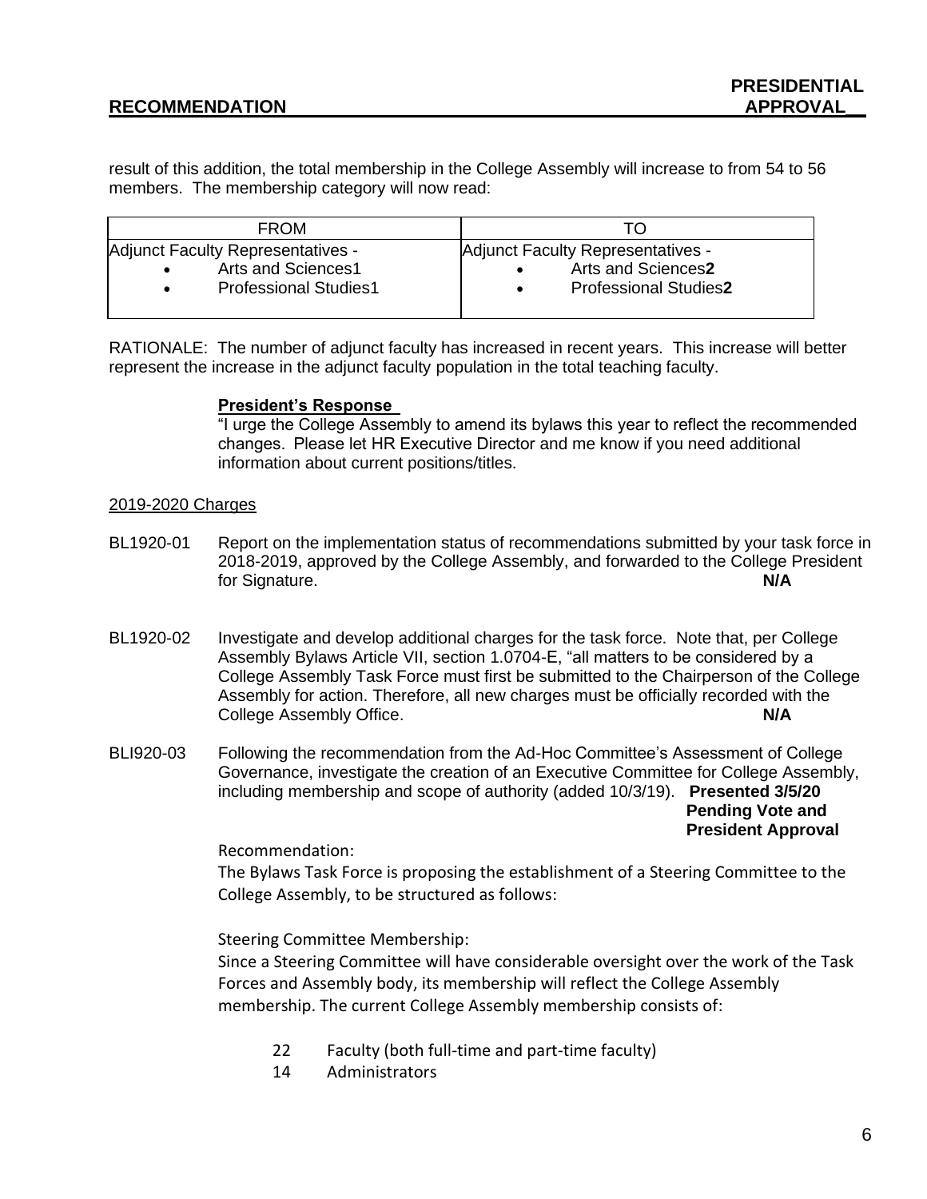| RECOMMENDATION | PRESIDENTIAL APPROVAL |
|---|---|

result of this addition, the total membership in the College Assembly will increase to from 54 to 56 members. The membership category will now read:

| FROM | TO |
|---|---|
| Adjunct Faculty Representatives - <br>• Arts and Sciences1 <br>• Professional Studies1 | Adjunct Faculty Representatives - <br>• Arts and Sciences**2** <br>• Professional Studies**2** |

RATIONALE: The number of adjunct faculty has increased in recent years. This increase will better represent the increase in the adjunct faculty population in the total teaching faculty.

**President's Response**

"I urge the College Assembly to amend its bylaws this year to reflect the recommended changes. Please let HR Executive Director and me know if you need additional information about current positions/titles.

2019-2020 Charges

BL1920-01 Report on the implementation status of recommendations submitted by your task force in 2018-2019, approved by the College Assembly, and forwarded to the College President for Signature. **N/A**

BL1920-02 Investigate and develop additional charges for the task force. Note that, per College Assembly Bylaws Article VII, section 1.0704-E, "all matters to be considered by a College Assembly Task Force must first be submitted to the Chairperson of the College Assembly for action. Therefore, all new charges must be officially recorded with the College Assembly Office. **N/A**

BLI920-03 Following the recommendation from the Ad-Hoc Committee's Assessment of College Governance, investigate the creation of an Executive Committee for College Assembly, including membership and scope of authority (added 10/3/19). **Presented 3/5/20 Pending Vote and President Approval**

Recommendation:

The Bylaws Task Force is proposing the establishment of a Steering Committee to the College Assembly, to be structured as follows:

Steering Committee Membership:

Since a Steering Committee will have considerable oversight over the work of the Task Forces and Assembly body, its membership will reflect the College Assembly membership. The current College Assembly membership consists of:

- 22 Faculty (both full-time and part-time faculty)
- 14 Administrators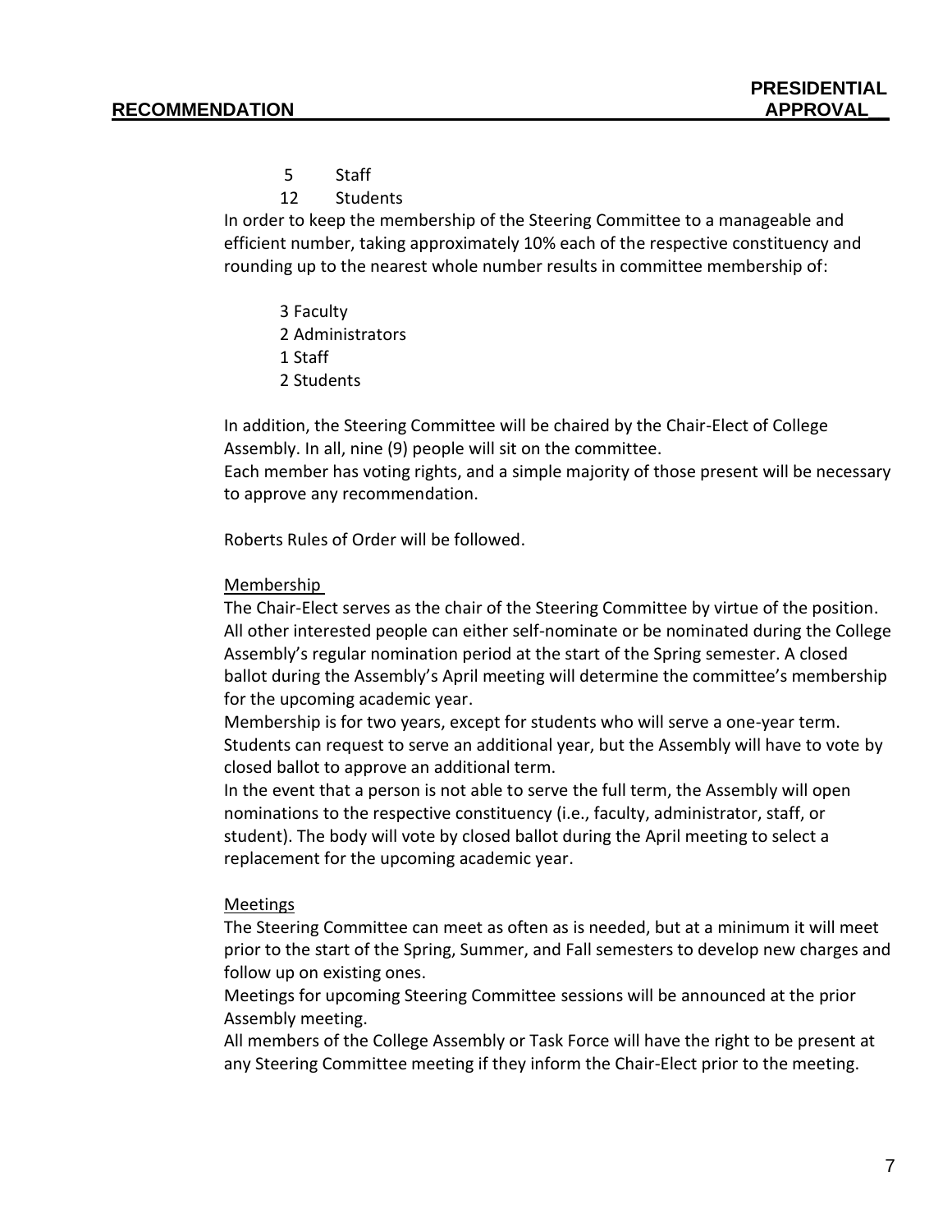5 Staff
12 Students

In order to keep the membership of the Steering Committee to a manageable and efficient number, taking approximately 10% each of the respective constituency and rounding up to the nearest whole number results in committee membership of:

3 Faculty
2 Administrators
1 Staff
2 Students

In addition, the Steering Committee will be chaired by the Chair-Elect of College Assembly. In all, nine (9) people will sit on the committee.
Each member has voting rights, and a simple majority of those present will be necessary to approve any recommendation.

Roberts Rules of Order will be followed.

Membership

The Chair-Elect serves as the chair of the Steering Committee by virtue of the position. All other interested people can either self-nominate or be nominated during the College Assembly's regular nomination period at the start of the Spring semester. A closed ballot during the Assembly's April meeting will determine the committee's membership for the upcoming academic year.
Membership is for two years, except for students who will serve a one-year term. Students can request to serve an additional year, but the Assembly will have to vote by closed ballot to approve an additional term.
In the event that a person is not able to serve the full term, the Assembly will open nominations to the respective constituency (i.e., faculty, administrator, staff, or student). The body will vote by closed ballot during the April meeting to select a replacement for the upcoming academic year.

Meetings

The Steering Committee can meet as often as is needed, but at a minimum it will meet prior to the start of the Spring, Summer, and Fall semesters to develop new charges and follow up on existing ones.
Meetings for upcoming Steering Committee sessions will be announced at the prior Assembly meeting.
All members of the College Assembly or Task Force will have the right to be present at any Steering Committee meeting if they inform the Chair-Elect prior to the meeting.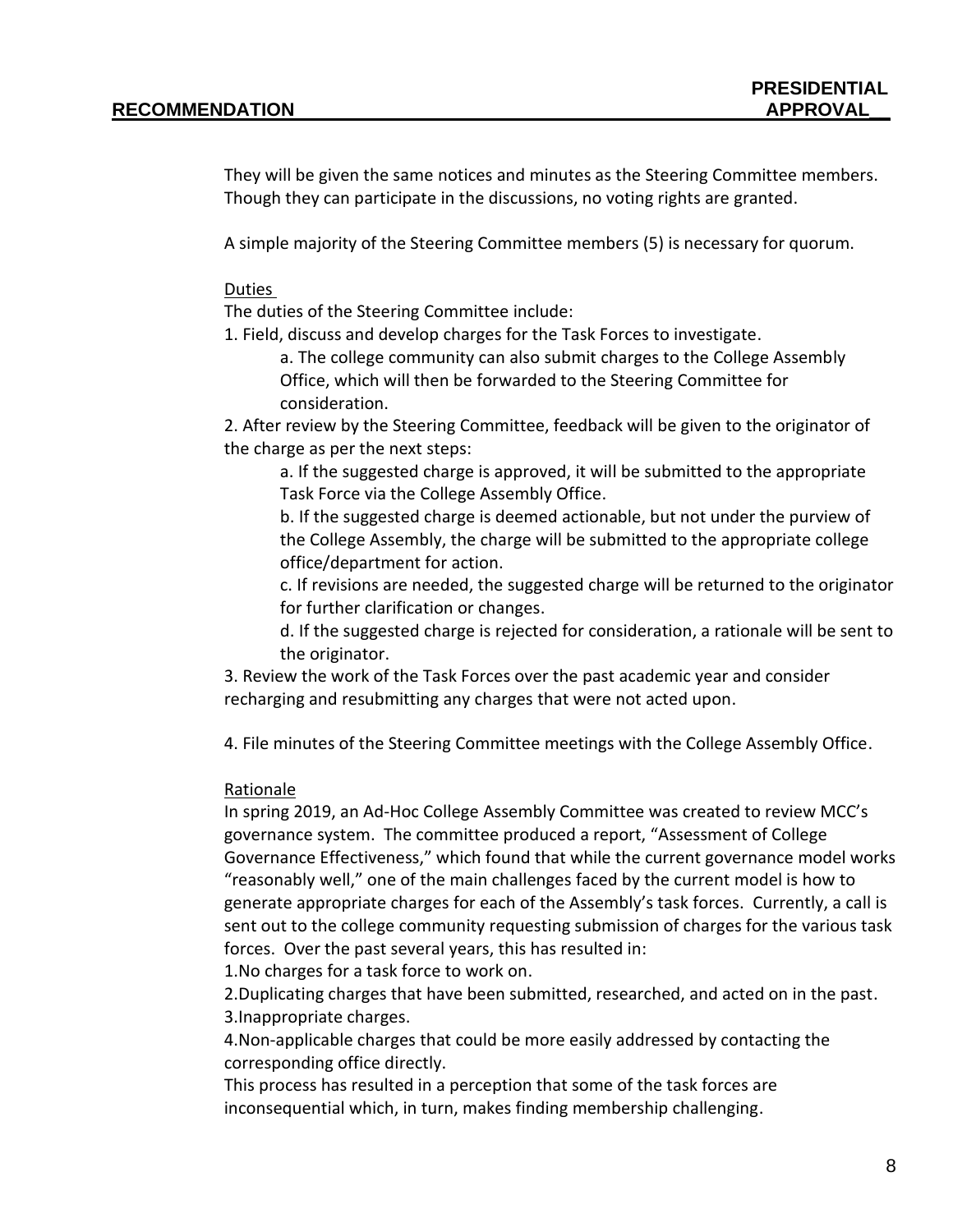They will be given the same notices and minutes as the Steering Committee members. Though they can participate in the discussions, no voting rights are granted.

A simple majority of the Steering Committee members (5) is necessary for quorum.

Duties

The duties of the Steering Committee include:

1. Field, discuss and develop charges for the Task Forces to investigate.
   a. The college community can also submit charges to the College Assembly Office, which will then be forwarded to the Steering Committee for consideration.
2. After review by the Steering Committee, feedback will be given to the originator of the charge as per the next steps:
   a. If the suggested charge is approved, it will be submitted to the appropriate Task Force via the College Assembly Office.
   b. If the suggested charge is deemed actionable, but not under the purview of the College Assembly, the charge will be submitted to the appropriate college office/department for action.
   c. If revisions are needed, the suggested charge will be returned to the originator for further clarification or changes.
   d. If the suggested charge is rejected for consideration, a rationale will be sent to the originator.
3. Review the work of the Task Forces over the past academic year and consider recharging and resubmitting any charges that were not acted upon.

4. File minutes of the Steering Committee meetings with the College Assembly Office.

Rationale

In spring 2019, an Ad-Hoc College Assembly Committee was created to review MCC's governance system. The committee produced a report, "Assessment of College Governance Effectiveness," which found that while the current governance model works "reasonably well," one of the main challenges faced by the current model is how to generate appropriate charges for each of the Assembly's task forces. Currently, a call is sent out to the college community requesting submission of charges for the various task forces. Over the past several years, this has resulted in:

1. No charges for a task force to work on.
2. Duplicating charges that have been submitted, researched, and acted on in the past.
3. Inappropriate charges.
4. Non-applicable charges that could be more easily addressed by contacting the corresponding office directly.

This process has resulted in a perception that some of the task forces are inconsequential which, in turn, makes finding membership challenging.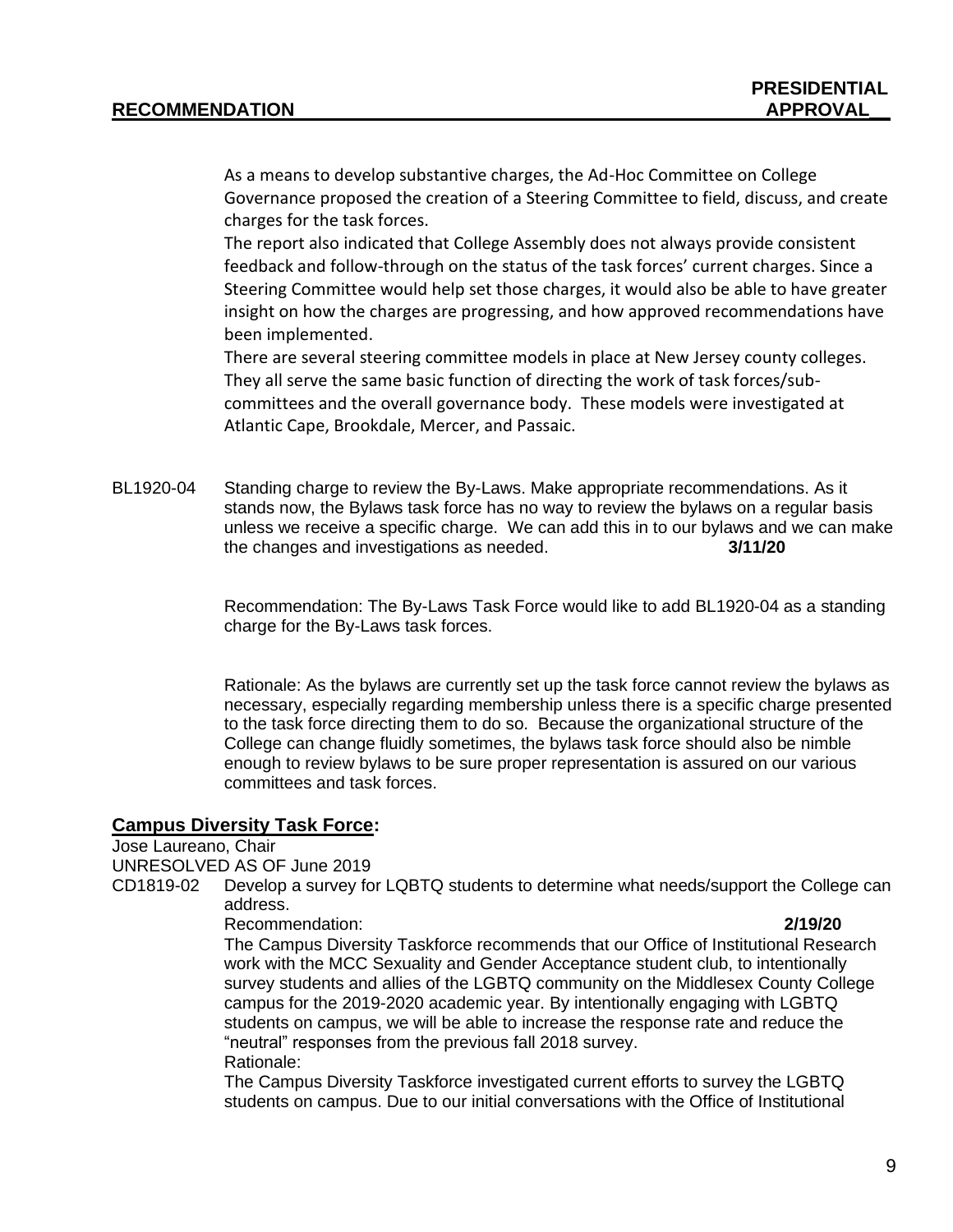**RECOMMENDATION** **PRESIDENTIAL APPROVAL__**

As a means to develop substantive charges, the Ad-Hoc Committee on College Governance proposed the creation of a Steering Committee to field, discuss, and create charges for the task forces.

The report also indicated that College Assembly does not always provide consistent feedback and follow-through on the status of the task forces' current charges. Since a Steering Committee would help set those charges, it would also be able to have greater insight on how the charges are progressing, and how approved recommendations have been implemented.

There are several steering committee models in place at New Jersey county colleges. They all serve the same basic function of directing the work of task forces/sub-committees and the overall governance body. These models were investigated at Atlantic Cape, Brookdale, Mercer, and Passaic.

BL1920-04 Standing charge to review the By-Laws. Make appropriate recommendations. As it stands now, the Bylaws task force has no way to review the bylaws on a regular basis unless we receive a specific charge. We can add this in to our bylaws and we can make the changes and investigations as needed. **3/11/20**

Recommendation: The By-Laws Task Force would like to add BL1920-04 as a standing charge for the By-Laws task forces.

Rationale: As the bylaws are currently set up the task force cannot review the bylaws as necessary, especially regarding membership unless there is a specific charge presented to the task force directing them to do so. Because the organizational structure of the College can change fluidly sometimes, the bylaws task force should also be nimble enough to review bylaws to be sure proper representation is assured on our various committees and task forces.

## **Campus Diversity Task Force:**

Jose Laureano, Chair

UNRESOLVED AS OF June 2019

CD1819-02 Develop a survey for LQBTQ students to determine what needs/support the College can address.

Recommendation: **2/19/20**

The Campus Diversity Taskforce recommends that our Office of Institutional Research work with the MCC Sexuality and Gender Acceptance student club, to intentionally survey students and allies of the LGBTQ community on the Middlesex County College campus for the 2019-2020 academic year. By intentionally engaging with LGBTQ students on campus, we will be able to increase the response rate and reduce the "neutral" responses from the previous fall 2018 survey.

Rationale:

The Campus Diversity Taskforce investigated current efforts to survey the LGBTQ students on campus. Due to our initial conversations with the Office of Institutional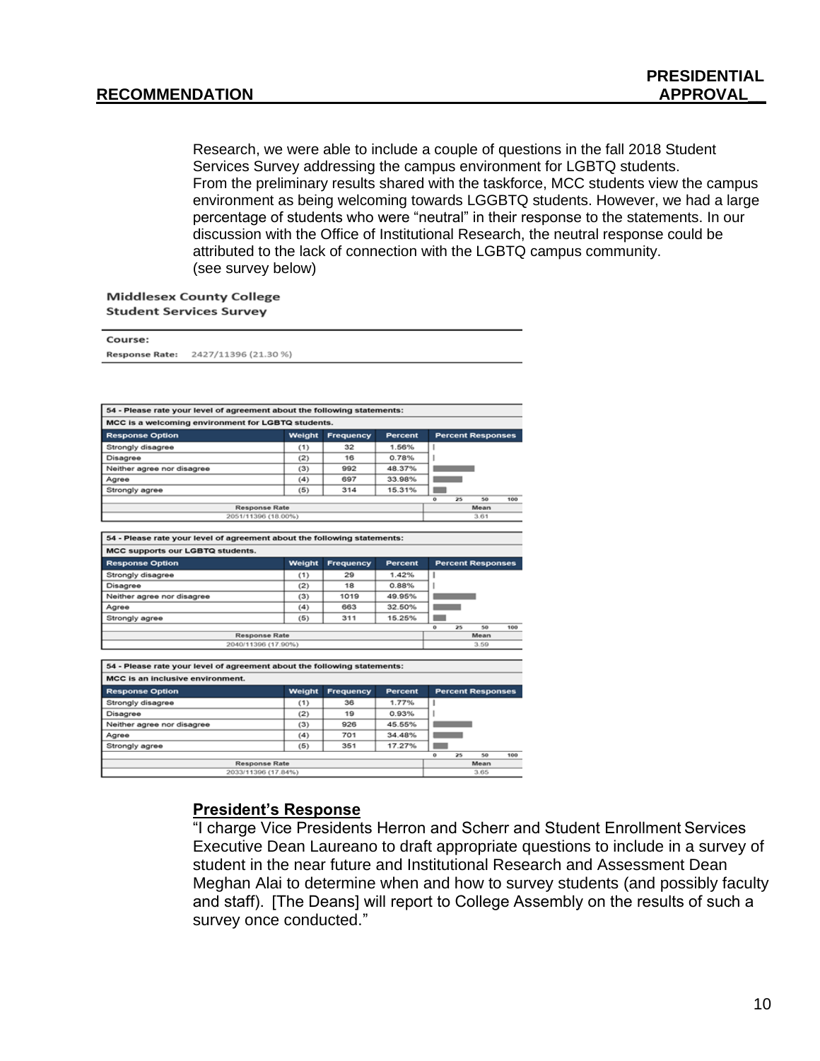| RECOMMENDATION | PRESIDENTIAL APPROVAL__ |
|---|---|

Research, we were able to include a couple of questions in the fall 2018 Student Services Survey addressing the campus environment for LGBTQ students. From the preliminary results shared with the taskforce, MCC students view the campus environment as being welcoming towards LGGBTQ students. However, we had a large percentage of students who were "neutral" in their response to the statements. In our discussion with the Office of Institutional Research, the neutral response could be attributed to the lack of connection with the LGBTQ campus community. (see survey below)

**Middlesex County College**
**Student Services Survey**

**Course:**
**Response Rate:** 2427/11396 (21.30 %)

**54 - Please rate your level of agreement about the following statements:**
**MCC is a welcoming environment for LGBTQ students.**

| Response Option | Weight | Frequency | Percent |
|---|---|---|---|
| Strongly disagree | (1) | 32 | 1.56% |
| Disagree | (2) | 16 | 0.78% |
| Neither agree nor disagree | (3) | 992 | 48.37% |
| Agree | (4) | 697 | 33.98% |
| Strongly agree | (5) | 314 | 15.31% |

| Response Rate | Mean |
|---|---|
| 2051/11396 (18.00%) | 3.61 |

**54 - Please rate your level of agreement about the following statements:**
**MCC supports our LGBTQ students.**

| Response Option | Weight | Frequency | Percent |
|---|---|---|---|
| Strongly disagree | (1) | 29 | 1.42% |
| Disagree | (2) | 18 | 0.88% |
| Neither agree nor disagree | (3) | 1019 | 49.95% |
| Agree | (4) | 663 | 32.50% |
| Strongly agree | (5) | 311 | 15.25% |

| Response Rate | Mean |
|---|---|
| 2040/11396 (17.90%) | 3.59 |

**54 - Please rate your level of agreement about the following statements:**
**MCC is an inclusive environment.**

| Response Option | Weight | Frequency | Percent |
|---|---|---|---|
| Strongly disagree | (1) | 36 | 1.77% |
| Disagree | (2) | 19 | 0.93% |
| Neither agree nor disagree | (3) | 926 | 45.55% |
| Agree | (4) | 701 | 34.48% |
| Strongly agree | (5) | 351 | 17.27% |

| Response Rate | Mean |
|---|---|
| 2033/11396 (17.84%) | 3.65 |

**<u>President's Response</u>**

"I charge Vice Presidents Herron and Scherr and Student Enrollment Services Executive Dean Laureano to draft appropriate questions to include in a survey of student in the near future and Institutional Research and Assessment Dean Meghan Alai to determine when and how to survey students (and possibly faculty and staff). [The Deans] will report to College Assembly on the results of such a survey once conducted."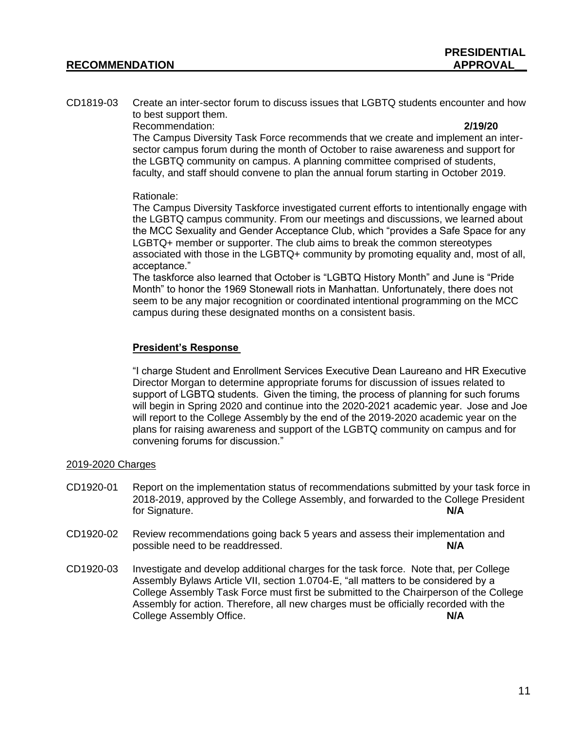| RECOMMENDATION | PRESIDENTIAL APPROVAL |
|---|---|

CD1819-03 Create an inter-sector forum to discuss issues that LGBTQ students encounter and how to best support them.

Recommendation: **2/19/20**

The Campus Diversity Task Force recommends that we create and implement an inter-sector campus forum during the month of October to raise awareness and support for the LGBTQ community on campus. A planning committee comprised of students, faculty, and staff should convene to plan the annual forum starting in October 2019.

Rationale:

The Campus Diversity Taskforce investigated current efforts to intentionally engage with the LGBTQ campus community. From our meetings and discussions, we learned about the MCC Sexuality and Gender Acceptance Club, which "provides a Safe Space for any LGBTQ+ member or supporter. The club aims to break the common stereotypes associated with those in the LGBTQ+ community by promoting equality and, most of all, acceptance."

The taskforce also learned that October is "LGBTQ History Month" and June is "Pride Month" to honor the 1969 Stonewall riots in Manhattan. Unfortunately, there does not seem to be any major recognition or coordinated intentional programming on the MCC campus during these designated months on a consistent basis.

**President's Response**

"I charge Student and Enrollment Services Executive Dean Laureano and HR Executive Director Morgan to determine appropriate forums for discussion of issues related to support of LGBTQ students. Given the timing, the process of planning for such forums will begin in Spring 2020 and continue into the 2020-2021 academic year. Jose and Joe will report to the College Assembly by the end of the 2019-2020 academic year on the plans for raising awareness and support of the LGBTQ community on campus and for convening forums for discussion."

2019-2020 Charges

CD1920-01 Report on the implementation status of recommendations submitted by your task force in 2018-2019, approved by the College Assembly, and forwarded to the College President for Signature. **N/A**

CD1920-02 Review recommendations going back 5 years and assess their implementation and possible need to be readdressed. **N/A**

CD1920-03 Investigate and develop additional charges for the task force. Note that, per College Assembly Bylaws Article VII, section 1.0704-E, "all matters to be considered by a College Assembly Task Force must first be submitted to the Chairperson of the College Assembly for action. Therefore, all new charges must be officially recorded with the College Assembly Office. **N/A**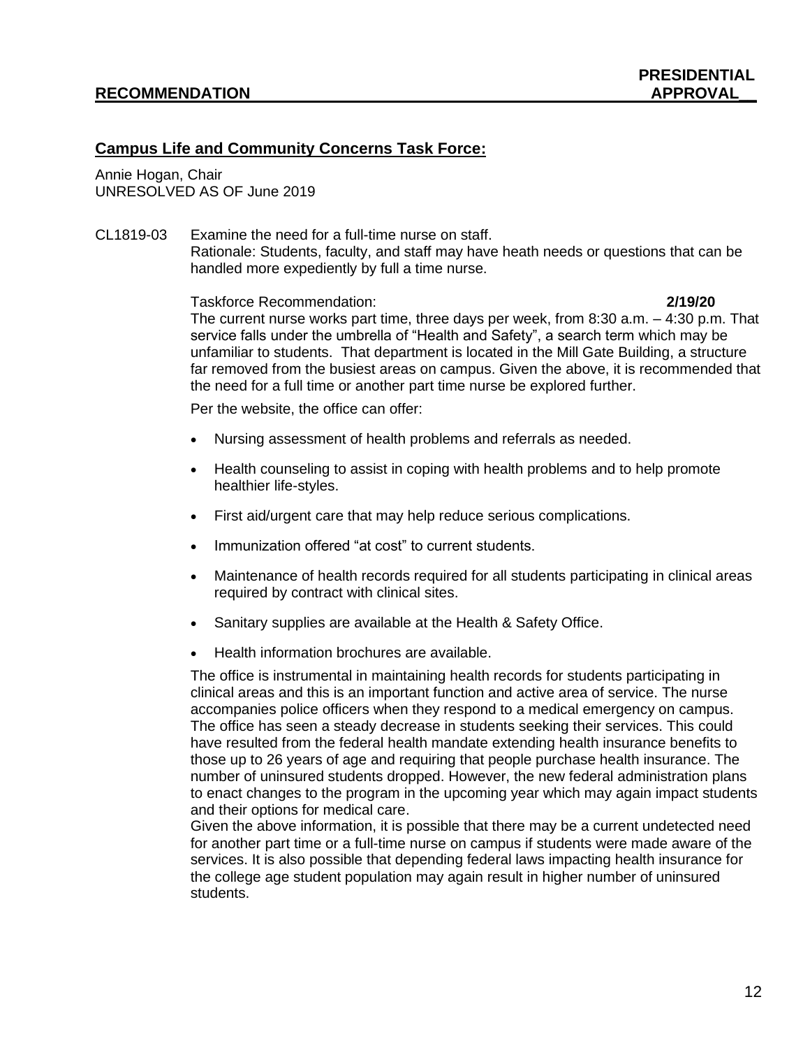| RECOMMENDATION | PRESIDENTIAL APPROVAL__ |
| --- | --- |

## Campus Life and Community Concerns Task Force:

Annie Hogan, Chair
UNRESOLVED AS OF June 2019

CL1819-03 Examine the need for a full-time nurse on staff.
Rationale: Students, faculty, and staff may have heath needs or questions that can be handled more expediently by full a time nurse.

Taskforce Recommendation: **2/19/20**

The current nurse works part time, three days per week, from 8:30 a.m. – 4:30 p.m. That service falls under the umbrella of "Health and Safety", a search term which may be unfamiliar to students. That department is located in the Mill Gate Building, a structure far removed from the busiest areas on campus. Given the above, it is recommended that the need for a full time or another part time nurse be explored further.

Per the website, the office can offer:

- Nursing assessment of health problems and referrals as needed.
- Health counseling to assist in coping with health problems and to help promote healthier life-styles.
- First aid/urgent care that may help reduce serious complications.
- Immunization offered "at cost" to current students.
- Maintenance of health records required for all students participating in clinical areas required by contract with clinical sites.
- Sanitary supplies are available at the Health & Safety Office.
- Health information brochures are available.

The office is instrumental in maintaining health records for students participating in clinical areas and this is an important function and active area of service. The nurse accompanies police officers when they respond to a medical emergency on campus. The office has seen a steady decrease in students seeking their services. This could have resulted from the federal health mandate extending health insurance benefits to those up to 26 years of age and requiring that people purchase health insurance. The number of uninsured students dropped. However, the new federal administration plans to enact changes to the program in the upcoming year which may again impact students and their options for medical care.

Given the above information, it is possible that there may be a current undetected need for another part time or a full-time nurse on campus if students were made aware of the services. It is also possible that depending federal laws impacting health insurance for the college age student population may again result in higher number of uninsured students.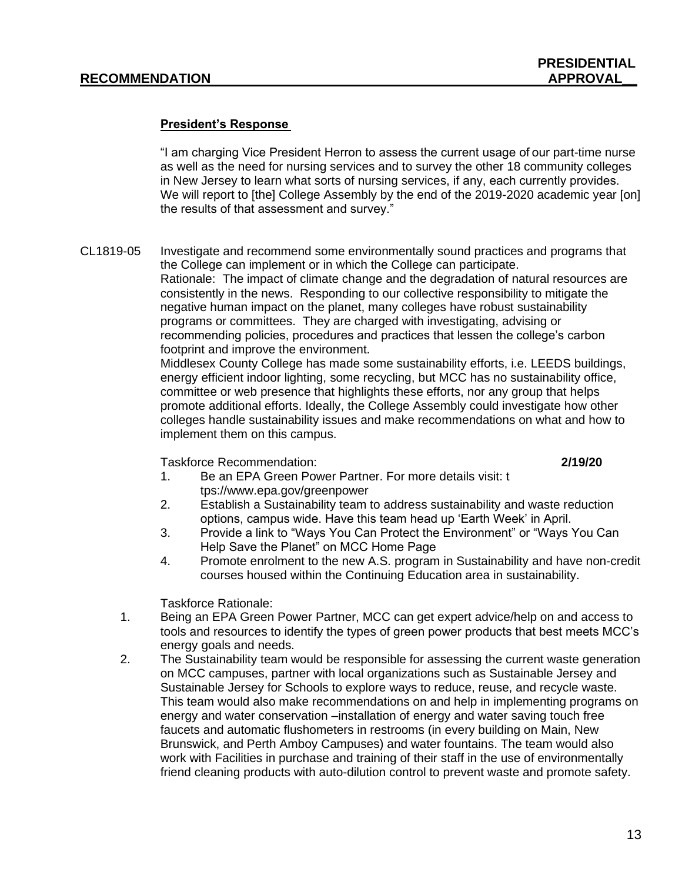**RECOMMENDATION** **PRESIDENTIAL APPROVAL__**

**President's Response**

"I am charging Vice President Herron to assess the current usage of our part-time nurse as well as the need for nursing services and to survey the other 18 community colleges in New Jersey to learn what sorts of nursing services, if any, each currently provides. We will report to [the] College Assembly by the end of the 2019-2020 academic year [on] the results of that assessment and survey."

CL1819-05 Investigate and recommend some environmentally sound practices and programs that the College can implement or in which the College can participate.

Rationale: The impact of climate change and the degradation of natural resources are consistently in the news. Responding to our collective responsibility to mitigate the negative human impact on the planet, many colleges have robust sustainability programs or committees. They are charged with investigating, advising or recommending policies, procedures and practices that lessen the college's carbon footprint and improve the environment.

Middlesex County College has made some sustainability efforts, i.e. LEEDS buildings, energy efficient indoor lighting, some recycling, but MCC has no sustainability office, committee or web presence that highlights these efforts, nor any group that helps promote additional efforts. Ideally, the College Assembly could investigate how other colleges handle sustainability issues and make recommendations on what and how to implement them on this campus.

Taskforce Recommendation: **2/19/20**

1. Be an EPA Green Power Partner. For more details visit: t tps://www.epa.gov/greenpower
2. Establish a Sustainability team to address sustainability and waste reduction options, campus wide. Have this team head up 'Earth Week' in April.
3. Provide a link to "Ways You Can Protect the Environment" or "Ways You Can Help Save the Planet" on MCC Home Page
4. Promote enrolment to the new A.S. program in Sustainability and have non-credit courses housed within the Continuing Education area in sustainability.

Taskforce Rationale:

1. Being an EPA Green Power Partner, MCC can get expert advice/help on and access to tools and resources to identify the types of green power products that best meets MCC's energy goals and needs.
2. The Sustainability team would be responsible for assessing the current waste generation on MCC campuses, partner with local organizations such as Sustainable Jersey and Sustainable Jersey for Schools to explore ways to reduce, reuse, and recycle waste. This team would also make recommendations on and help in implementing programs on energy and water conservation –installation of energy and water saving touch free faucets and automatic flushometers in restrooms (in every building on Main, New Brunswick, and Perth Amboy Campuses) and water fountains. The team would also work with Facilities in purchase and training of their staff in the use of environmentally friend cleaning products with auto-dilution control to prevent waste and promote safety.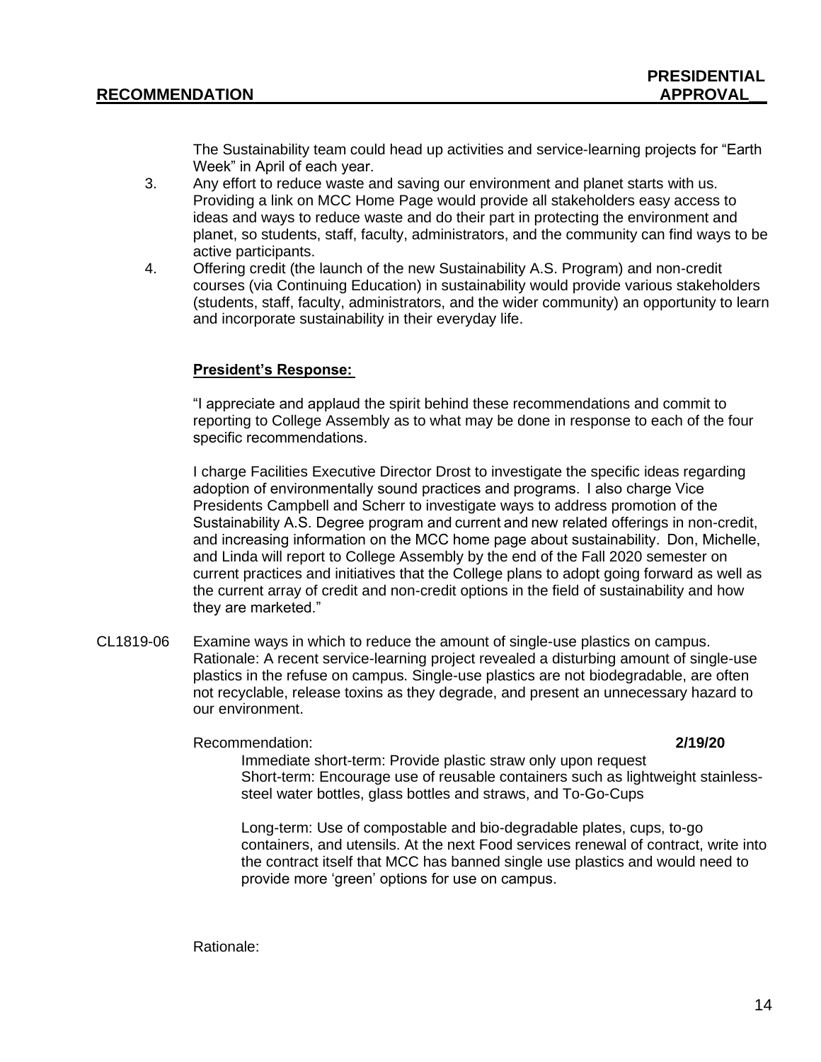The Sustainability team could head up activities and service-learning projects for "Earth Week" in April of each year.

3. Any effort to reduce waste and saving our environment and planet starts with us. Providing a link on MCC Home Page would provide all stakeholders easy access to ideas and ways to reduce waste and do their part in protecting the environment and planet, so students, staff, faculty, administrators, and the community can find ways to be active participants.
4. Offering credit (the launch of the new Sustainability A.S. Program) and non-credit courses (via Continuing Education) in sustainability would provide various stakeholders (students, staff, faculty, administrators, and the wider community) an opportunity to learn and incorporate sustainability in their everyday life.

**President's Response:**

"I appreciate and applaud the spirit behind these recommendations and commit to reporting to College Assembly as to what may be done in response to each of the four specific recommendations.

I charge Facilities Executive Director Drost to investigate the specific ideas regarding adoption of environmentally sound practices and programs. I also charge Vice Presidents Campbell and Scherr to investigate ways to address promotion of the Sustainability A.S. Degree program and current and new related offerings in non-credit, and increasing information on the MCC home page about sustainability. Don, Michelle, and Linda will report to College Assembly by the end of the Fall 2020 semester on current practices and initiatives that the College plans to adopt going forward as well as the current array of credit and non-credit options in the field of sustainability and how they are marketed."

CL1819-06 Examine ways in which to reduce the amount of single-use plastics on campus. Rationale: A recent service-learning project revealed a disturbing amount of single-use plastics in the refuse on campus. Single-use plastics are not biodegradable, are often not recyclable, release toxins as they degrade, and present an unnecessary hazard to our environment.

Recommendation: **2/19/20**

Immediate short-term: Provide plastic straw only upon request
Short-term: Encourage use of reusable containers such as lightweight stainless-steel water bottles, glass bottles and straws, and To-Go-Cups

Long-term: Use of compostable and bio-degradable plates, cups, to-go containers, and utensils. At the next Food services renewal of contract, write into the contract itself that MCC has banned single use plastics and would need to provide more 'green' options for use on campus.

Rationale: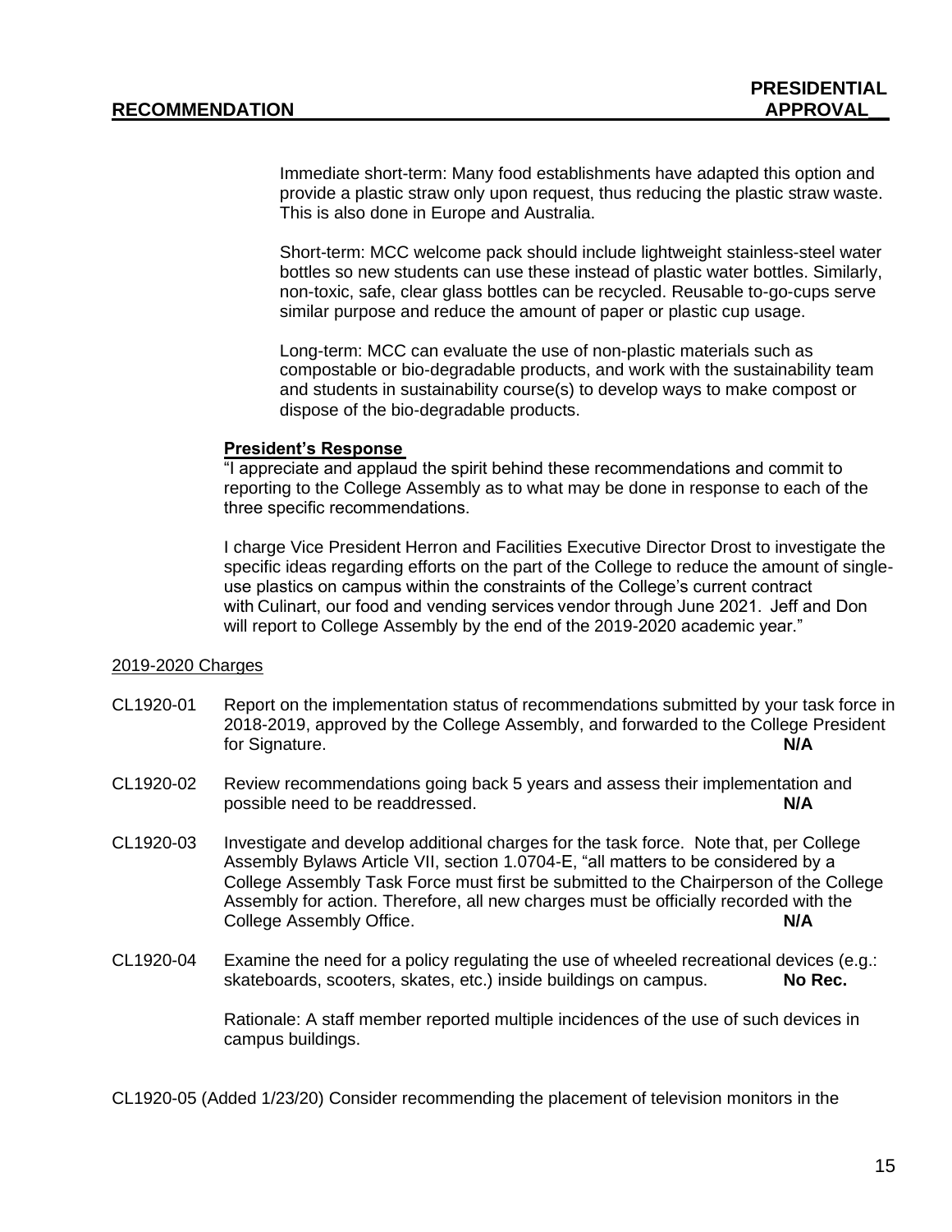**RECOMMENDATION** **PRESIDENTIAL APPROVAL__**

Immediate short-term: Many food establishments have adapted this option and provide a plastic straw only upon request, thus reducing the plastic straw waste. This is also done in Europe and Australia.

Short-term: MCC welcome pack should include lightweight stainless-steel water bottles so new students can use these instead of plastic water bottles. Similarly, non-toxic, safe, clear glass bottles can be recycled. Reusable to-go-cups serve similar purpose and reduce the amount of paper or plastic cup usage.

Long-term: MCC can evaluate the use of non-plastic materials such as compostable or bio-degradable products, and work with the sustainability team and students in sustainability course(s) to develop ways to make compost or dispose of the bio-degradable products.

**President's Response**

"I appreciate and applaud the spirit behind these recommendations and commit to reporting to the College Assembly as to what may be done in response to each of the three specific recommendations.

I charge Vice President Herron and Facilities Executive Director Drost to investigate the specific ideas regarding efforts on the part of the College to reduce the amount of single-use plastics on campus within the constraints of the College's current contract with Culinart, our food and vending services vendor through June 2021. Jeff and Don will report to College Assembly by the end of the 2019-2020 academic year."

2019-2020 Charges

CL1920-01 Report on the implementation status of recommendations submitted by your task force in 2018-2019, approved by the College Assembly, and forwarded to the College President for Signature. **N/A**

CL1920-02 Review recommendations going back 5 years and assess their implementation and possible need to be readdressed. **N/A**

CL1920-03 Investigate and develop additional charges for the task force. Note that, per College Assembly Bylaws Article VII, section 1.0704-E, "all matters to be considered by a College Assembly Task Force must first be submitted to the Chairperson of the College Assembly for action. Therefore, all new charges must be officially recorded with the College Assembly Office. **N/A**

CL1920-04 Examine the need for a policy regulating the use of wheeled recreational devices (e.g.: skateboards, scooters, skates, etc.) inside buildings on campus. **No Rec.**

Rationale: A staff member reported multiple incidences of the use of such devices in campus buildings.

CL1920-05 (Added 1/23/20) Consider recommending the placement of television monitors in the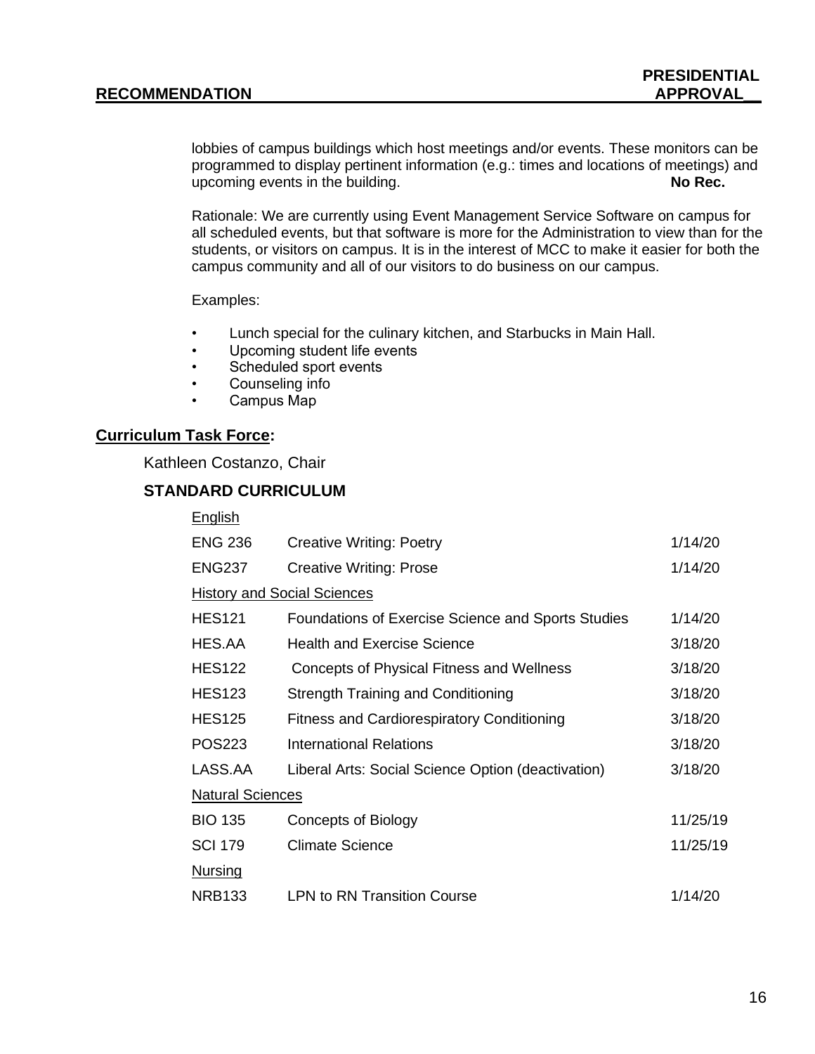**RECOMMENDATION** **PRESIDENTIAL APPROVAL**

lobbies of campus buildings which host meetings and/or events. These monitors can be programmed to display pertinent information (e.g.: times and locations of meetings) and upcoming events in the building. **No Rec.**

Rationale: We are currently using Event Management Service Software on campus for all scheduled events, but that software is more for the Administration to view than for the students, or visitors on campus. It is in the interest of MCC to make it easier for both the campus community and all of our visitors to do business on our campus.

Examples:

- Lunch special for the culinary kitchen, and Starbucks in Main Hall.
- Upcoming student life events
- Scheduled sport events
- Counseling info
- Campus Map

## Curriculum Task Force:

Kathleen Costanzo, Chair

### STANDARD CURRICULUM

| | | |
|---|---|---|
| English | | |
| ENG 236 | Creative Writing: Poetry | 1/14/20 |
| ENG237 | Creative Writing: Prose | 1/14/20 |
| History and Social Sciences | | |
| HES121 | Foundations of Exercise Science and Sports Studies | 1/14/20 |
| HES.AA | Health and Exercise Science | 3/18/20 |
| HES122 | Concepts of Physical Fitness and Wellness | 3/18/20 |
| HES123 | Strength Training and Conditioning | 3/18/20 |
| HES125 | Fitness and Cardiorespiratory Conditioning | 3/18/20 |
| POS223 | International Relations | 3/18/20 |
| LASS.AA | Liberal Arts: Social Science Option (deactivation) | 3/18/20 |
| Natural Sciences | | |
| BIO 135 | Concepts of Biology | 11/25/19 |
| SCI 179 | Climate Science | 11/25/19 |
| Nursing | | |
| NRB133 | LPN to RN Transition Course | 1/14/20 |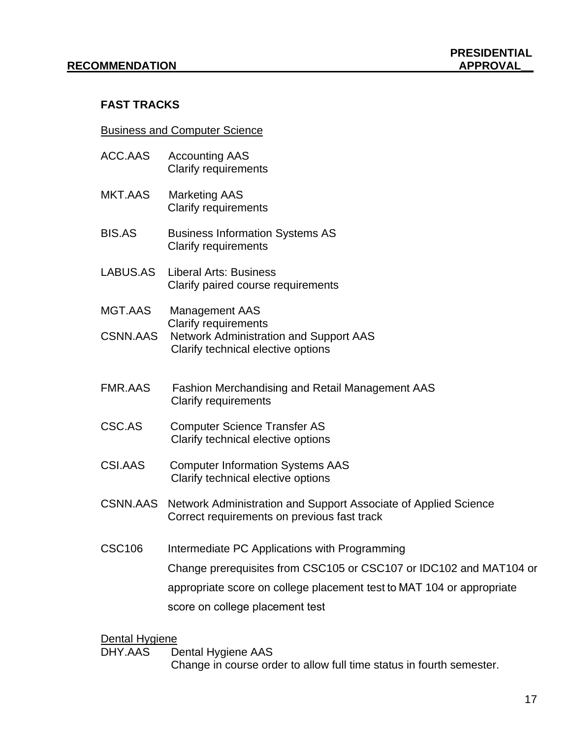**RECOMMENDATION** **PRESIDENTIAL APPROVAL**

**FAST TRACKS**

Business and Computer Science

ACC.AAS Accounting AAS
Clarify requirements

MKT.AAS Marketing AAS
Clarify requirements

BIS.AS Business Information Systems AS
Clarify requirements

LABUS.AS Liberal Arts: Business
Clarify paired course requirements

MGT.AAS Management AAS
Clarify requirements

CSNN.AAS Network Administration and Support AAS
Clarify technical elective options

FMR.AAS Fashion Merchandising and Retail Management AAS
Clarify requirements

CSC.AS Computer Science Transfer AS
Clarify technical elective options

CSI.AAS Computer Information Systems AAS
Clarify technical elective options

CSNN.AAS Network Administration and Support Associate of Applied Science
Correct requirements on previous fast track

CSC106 Intermediate PC Applications with Programming
Change prerequisites from CSC105 or CSC107 or IDC102 and MAT104 or appropriate score on college placement test to MAT 104 or appropriate score on college placement test

Dental Hygiene

DHY.AAS Dental Hygiene AAS
Change in course order to allow full time status in fourth semester.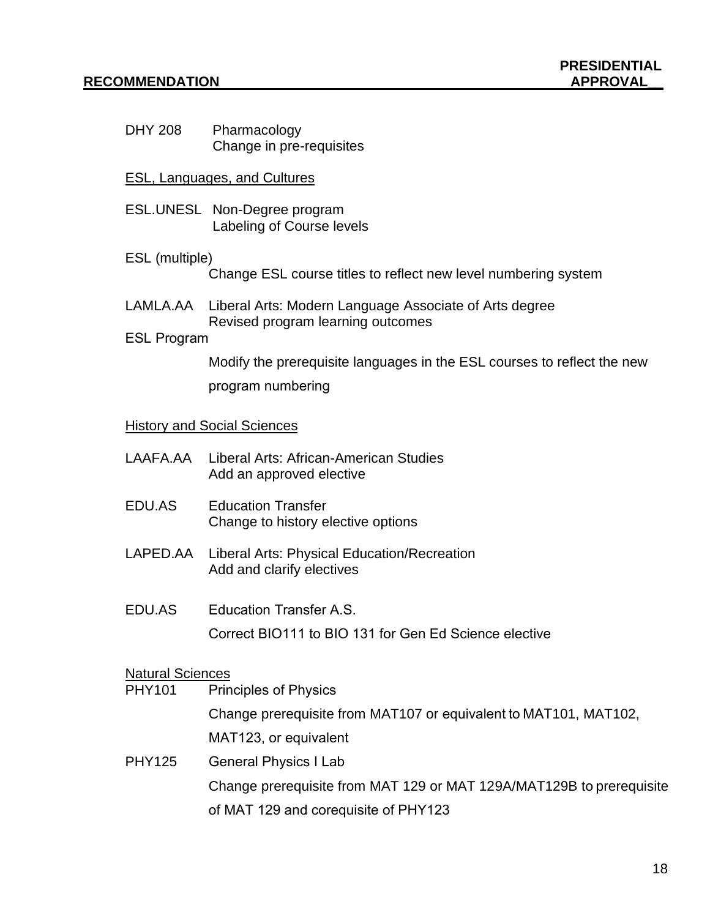**RECOMMENDATION** **PRESIDENTIAL APPROVAL__**

DHY 208 Pharmacology
Change in pre-requisites

<u>ESL, Languages, and Cultures</u>

ESL.UNESL Non-Degree program
Labeling of Course levels

ESL (multiple)
Change ESL course titles to reflect new level numbering system

LAMLA.AA Liberal Arts: Modern Language Associate of Arts degree
Revised program learning outcomes

ESL Program
Modify the prerequisite languages in the ESL courses to reflect the new program numbering

<u>History and Social Sciences</u>

LAAFA.AA Liberal Arts: African-American Studies
Add an approved elective

EDU.AS Education Transfer
Change to history elective options

LAPED.AA Liberal Arts: Physical Education/Recreation
Add and clarify electives

EDU.AS Education Transfer A.S.
Correct BIO111 to BIO 131 for Gen Ed Science elective

<u>Natural Sciences</u>

PHY101 Principles of Physics
Change prerequisite from MAT107 or equivalent to MAT101, MAT102, MAT123, or equivalent

PHY125 General Physics I Lab
Change prerequisite from MAT 129 or MAT 129A/MAT129B to prerequisite of MAT 129 and corequisite of PHY123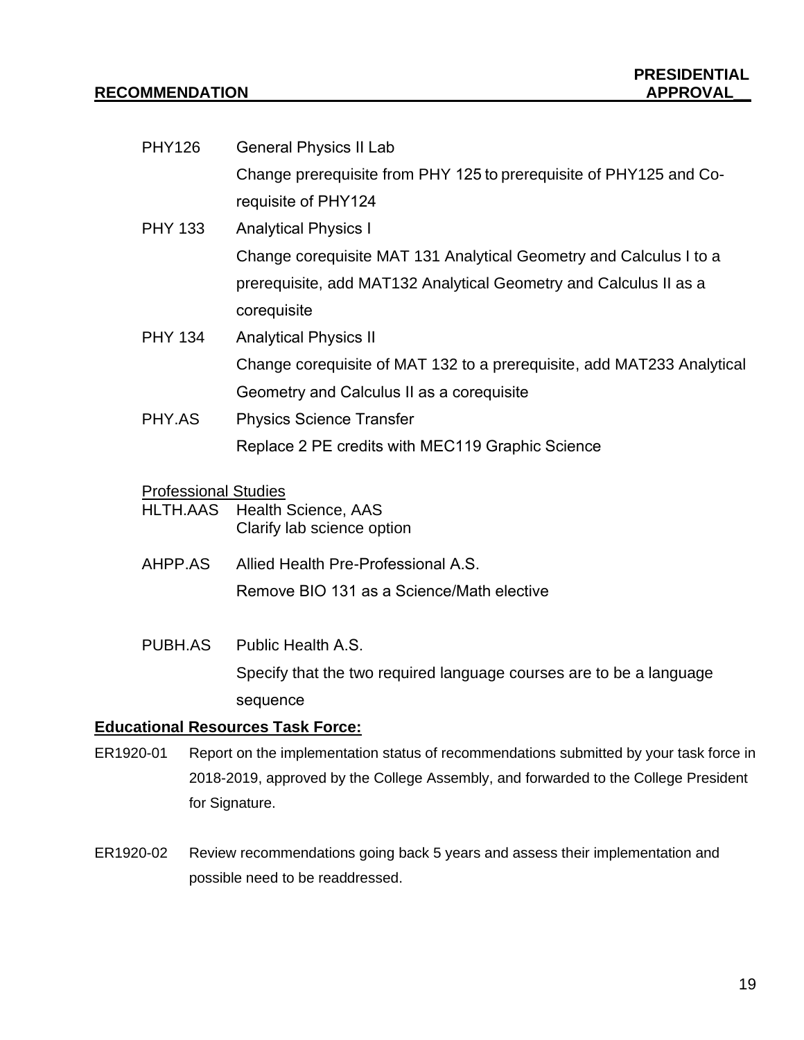**RECOMMENDATION** **PRESIDENTIAL APPROVAL__**

PHY126 General Physics II Lab
Change prerequisite from PHY 125 to prerequisite of PHY125 and Co-requisite of PHY124

PHY 133 Analytical Physics I
Change corequisite MAT 131 Analytical Geometry and Calculus I to a prerequisite, add MAT132 Analytical Geometry and Calculus II as a corequisite

PHY 134 Analytical Physics II
Change corequisite of MAT 132 to a prerequisite, add MAT233 Analytical Geometry and Calculus II as a corequisite

PHY.AS Physics Science Transfer
Replace 2 PE credits with MEC119 Graphic Science

Professional Studies

HLTH.AAS Health Science, AAS
Clarify lab science option

AHPP.AS Allied Health Pre-Professional A.S.
Remove BIO 131 as a Science/Math elective

PUBH.AS Public Health A.S.
Specify that the two required language courses are to be a language sequence

**Educational Resources Task Force:**

ER1920-01 Report on the implementation status of recommendations submitted by your task force in 2018-2019, approved by the College Assembly, and forwarded to the College President for Signature.

ER1920-02 Review recommendations going back 5 years and assess their implementation and possible need to be readdressed.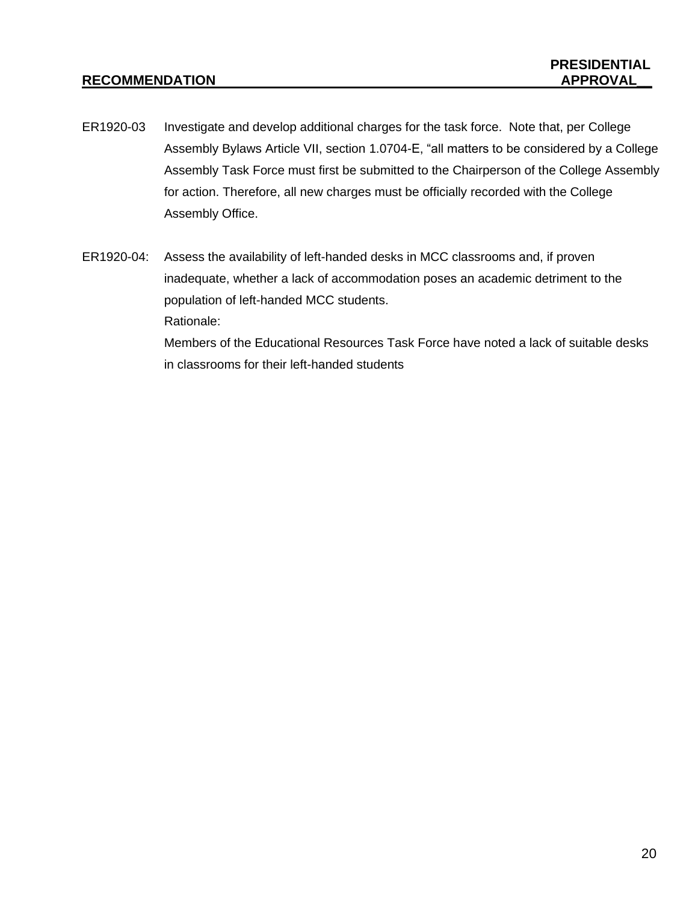| RECOMMENDATION | PRESIDENTIAL APPROVAL |
| --- | --- |

ER1920-03 Investigate and develop additional charges for the task force. Note that, per College Assembly Bylaws Article VII, section 1.0704-E, "all matters to be considered by a College Assembly Task Force must first be submitted to the Chairperson of the College Assembly for action. Therefore, all new charges must be officially recorded with the College Assembly Office.

ER1920-04: Assess the availability of left-handed desks in MCC classrooms and, if proven inadequate, whether a lack of accommodation poses an academic detriment to the population of left-handed MCC students.

Rationale:

Members of the Educational Resources Task Force have noted a lack of suitable desks in classrooms for their left-handed students